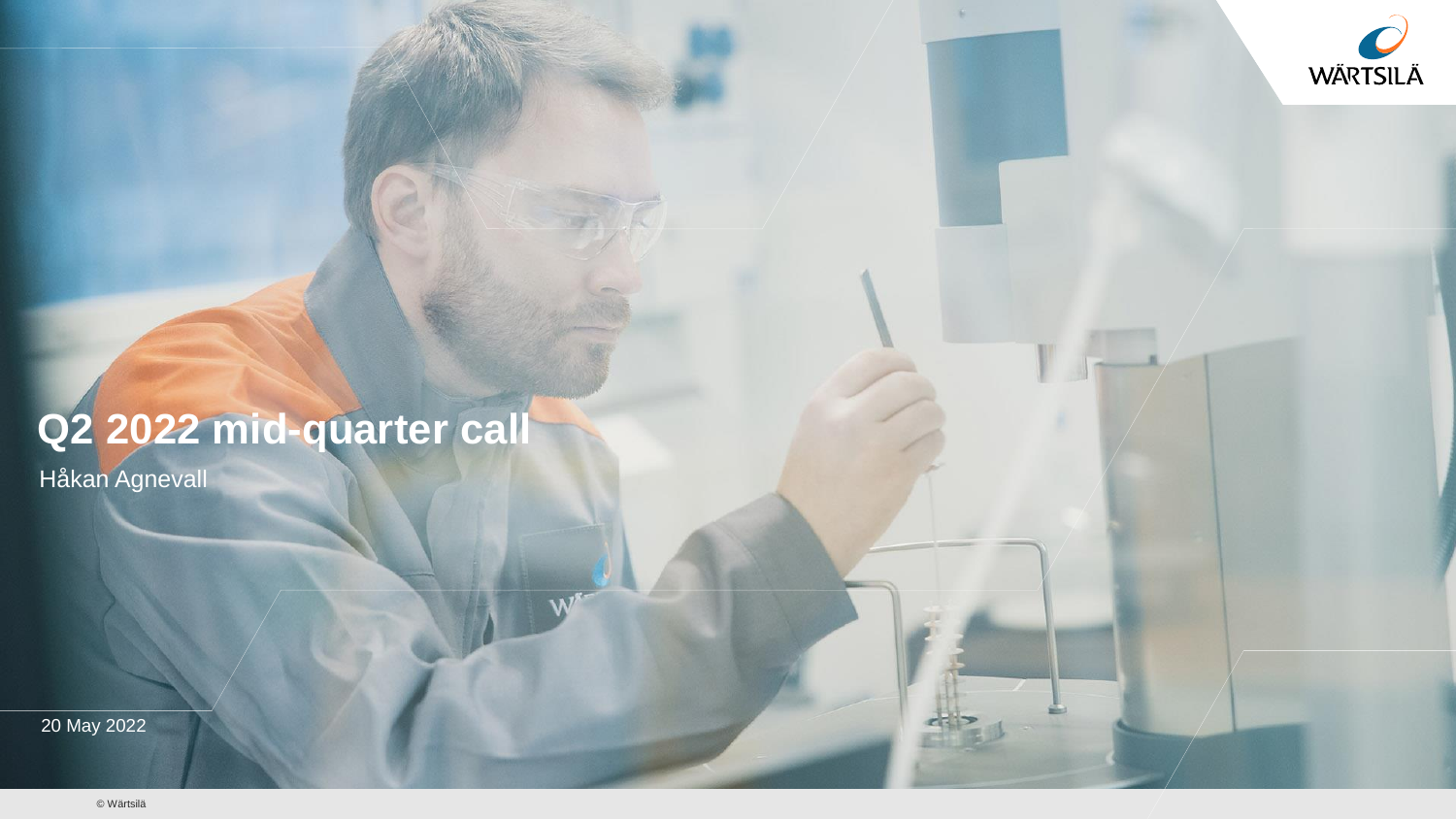# Q2 2022 mid-quarter call

Håkan Agnevall

20 May 2022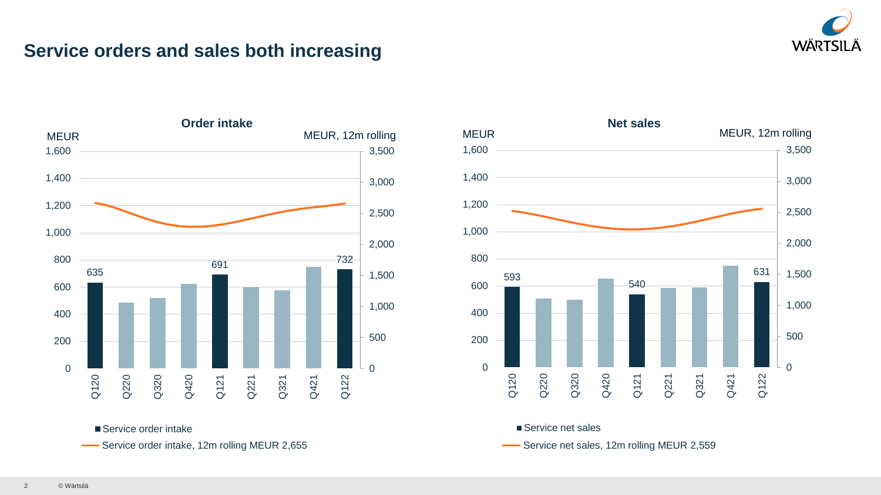# Service orders and sales both increasing

## Order intake

MEUR | MEUR, 12m rolling

| Quarter | Service order intake (MEUR) |
|---|---|
| Q120 | 635 |
| Q220 | |
| Q320 | |
| Q420 | |
| Q121 | 691 |
| Q221 | |
| Q321 | |
| Q421 | |
| Q122 | 732 |

- Service order intake
- Service order intake, 12m rolling MEUR 2,655

## Net sales

MEUR | MEUR, 12m rolling

| Quarter | Service net sales (MEUR) |
|---|---|
| Q120 | 593 |
| Q220 | |
| Q320 | |
| Q420 | |
| Q121 | 540 |
| Q221 | |
| Q321 | |
| Q421 | |
| Q122 | 631 |

- Service net sales
- Service net sales, 12m rolling MEUR 2,559

© Wärtsilä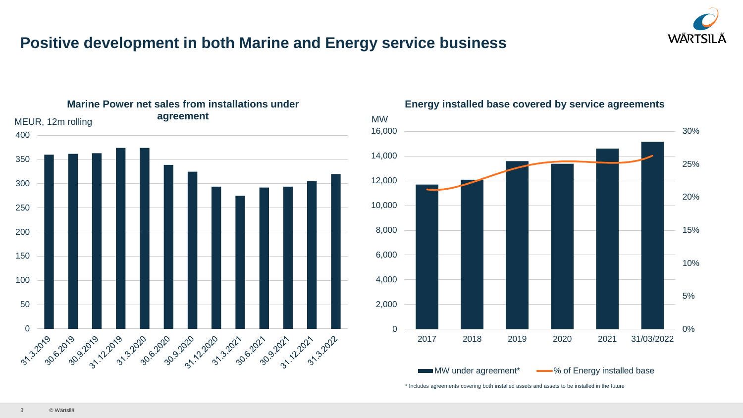# Positive development in both Marine and Energy service business

## Marine Power net sales from installations under agreement

MEUR, 12m rolling

| Date | MEUR |
| --- | --- |
| 31.3.2019 | ~360 |
| 30.6.2019 | ~361 |
| 30.9.2019 | ~363 |
| 31.12.2019 | ~374 |
| 31.3.2020 | ~374 |
| 30.6.2020 | ~339 |
| 30.9.2020 | ~325 |
| 31.12.2020 | ~294 |
| 31.3.2021 | ~275 |
| 30.6.2021 | ~292 |
| 30.9.2021 | ~294 |
| 31.12.2021 | ~305 |
| 31.3.2022 | ~320 |

## Energy installed base covered by service agreements

| Year | MW under agreement* | % of Energy installed base |
| --- | --- | --- |
| 2017 | ~11,700 | ~21% |
| 2018 | ~12,100 | ~22% |
| 2019 | ~13,600 | ~25% |
| 2020 | ~13,400 | ~26% |
| 2021 | ~14,600 | ~25% |
| 31/03/2022 | ~15,100 | ~26% |

\* Includes agreements covering both installed assets and assets to be installed in the future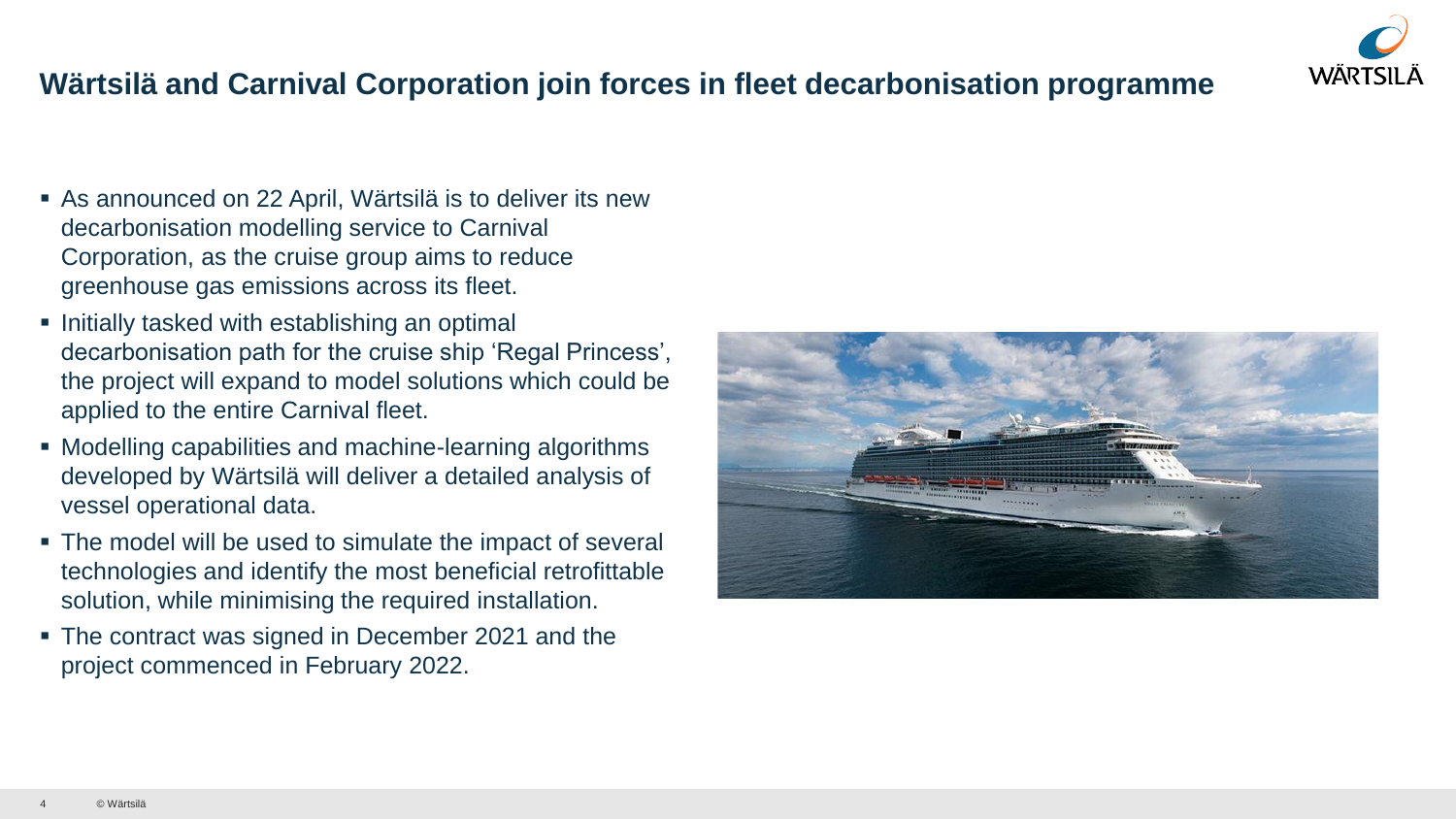## Wärtsilä and Carnival Corporation join forces in fleet decarbonisation programme

- As announced on 22 April, Wärtsilä is to deliver its new decarbonisation modelling service to Carnival Corporation, as the cruise group aims to reduce greenhouse gas emissions across its fleet.
- Initially tasked with establishing an optimal decarbonisation path for the cruise ship 'Regal Princess', the project will expand to model solutions which could be applied to the entire Carnival fleet.
- Modelling capabilities and machine-learning algorithms developed by Wärtsilä will deliver a detailed analysis of vessel operational data.
- The model will be used to simulate the impact of several technologies and identify the most beneficial retrofittable solution, while minimising the required installation.
- The contract was signed in December 2021 and the project commenced in February 2022.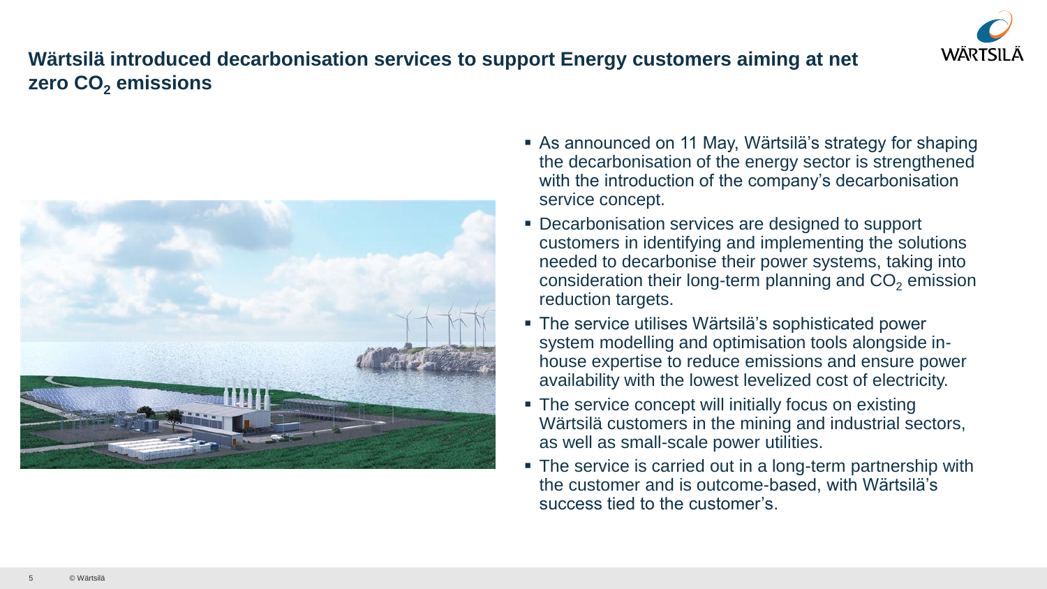## Wärtsilä introduced decarbonisation services to support Energy customers aiming at net zero $CO_2$ emissions

- As announced on 11 May, Wärtsilä's strategy for shaping the decarbonisation of the energy sector is strengthened with the introduction of the company's decarbonisation service concept.
- Decarbonisation services are designed to support customers in identifying and implementing the solutions needed to decarbonise their power systems, taking into consideration their long-term planning and $CO_2$ emission reduction targets.
- The service utilises Wärtsilä's sophisticated power system modelling and optimisation tools alongside in-house expertise to reduce emissions and ensure power availability with the lowest levelized cost of electricity.
- The service concept will initially focus on existing Wärtsilä customers in the mining and industrial sectors, as well as small-scale power utilities.
- The service is carried out in a long-term partnership with the customer and is outcome-based, with Wärtsilä's success tied to the customer's.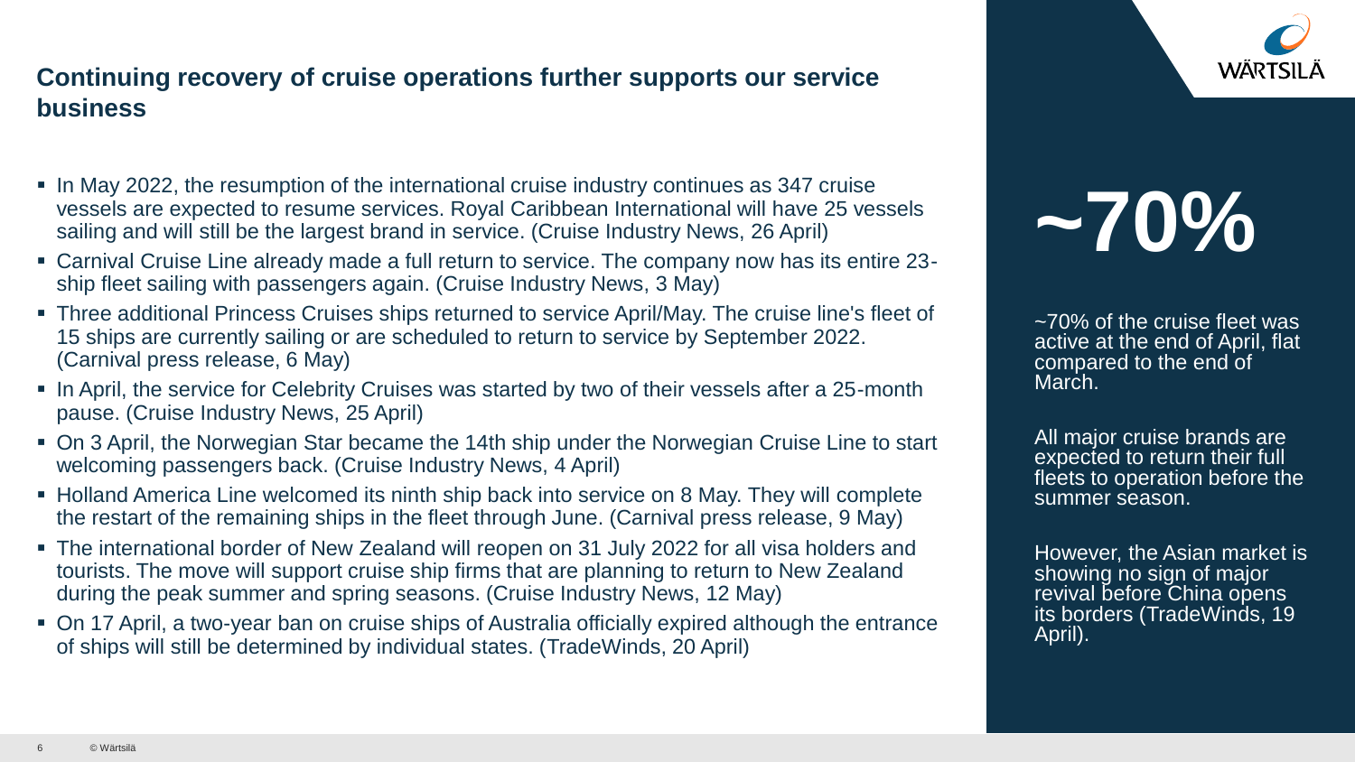## Continuing recovery of cruise operations further supports our service business

- In May 2022, the resumption of the international cruise industry continues as 347 cruise vessels are expected to resume services. Royal Caribbean International will have 25 vessels sailing and will still be the largest brand in service. (Cruise Industry News, 26 April)
- Carnival Cruise Line already made a full return to service. The company now has its entire 23-ship fleet sailing with passengers again. (Cruise Industry News, 3 May)
- Three additional Princess Cruises ships returned to service April/May. The cruise line's fleet of 15 ships are currently sailing or are scheduled to return to service by September 2022. (Carnival press release, 6 May)
- In April, the service for Celebrity Cruises was started by two of their vessels after a 25-month pause. (Cruise Industry News, 25 April)
- On 3 April, the Norwegian Star became the 14th ship under the Norwegian Cruise Line to start welcoming passengers back. (Cruise Industry News, 4 April)
- Holland America Line welcomed its ninth ship back into service on 8 May. They will complete the restart of the remaining ships in the fleet through June. (Carnival press release, 9 May)
- The international border of New Zealand will reopen on 31 July 2022 for all visa holders and tourists. The move will support cruise ship firms that are planning to return to New Zealand during the peak summer and spring seasons. (Cruise Industry News, 12 May)
- On 17 April, a two-year ban on cruise ships of Australia officially expired although the entrance of ships will still be determined by individual states. (TradeWinds, 20 April)

# ~70%

~70% of the cruise fleet was active at the end of April, flat compared to the end of March.

All major cruise brands are expected to return their full fleets to operation before the summer season.

However, the Asian market is showing no sign of major revival before China opens its borders (TradeWinds, 19 April).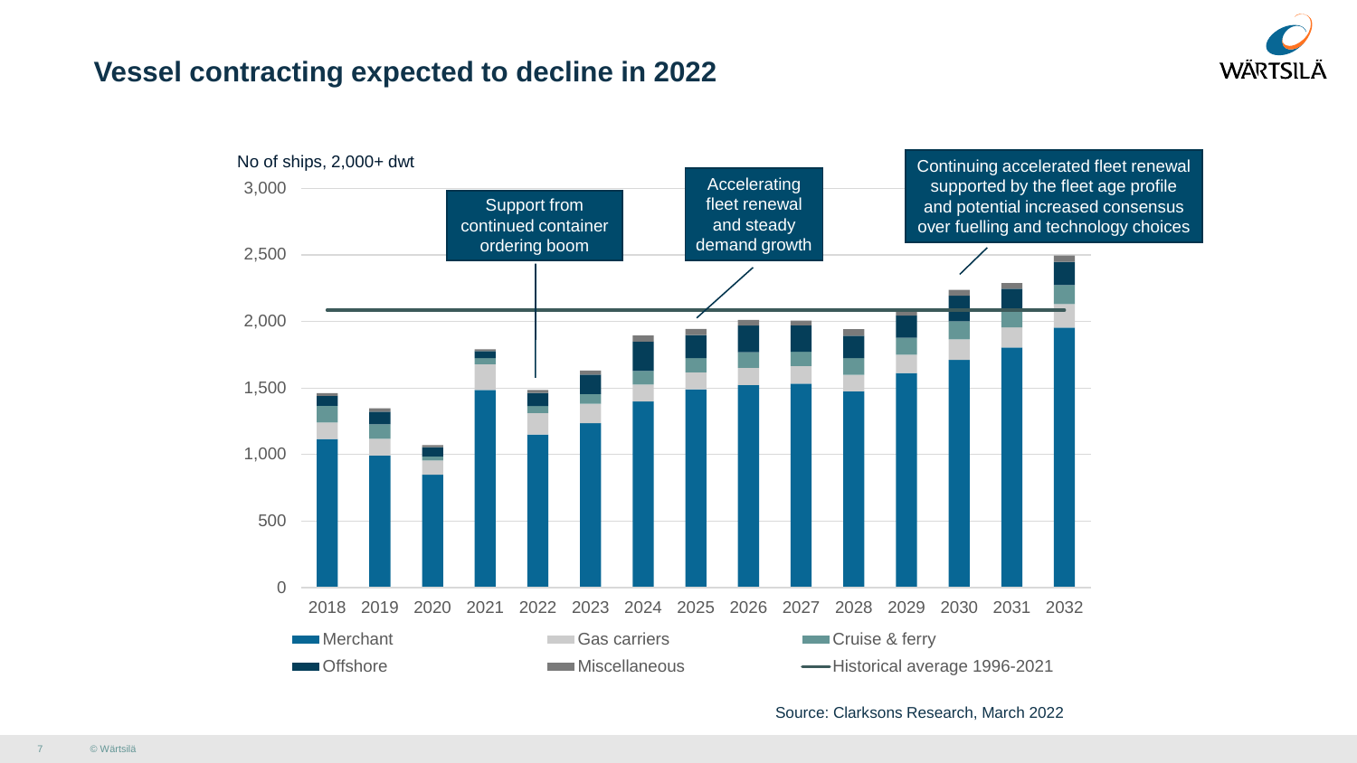# Vessel contracting expected to decline in 2022

No of ships, 2,000+ dwt

Support from continued container ordering boom

Accelerating fleet renewal and steady demand growth

Continuing accelerated fleet renewal supported by the fleet age profile and potential increased consensus over fuelling and technology choices

3,000
2,500
2,000
1,500
1,000
500
0

2018 2019 2020 2021 2022 2023 2024 2025 2026 2027 2028 2029 2030 2031 2032

Merchant | Gas carriers | Cruise & ferry | Offshore | Miscellaneous | Historical average 1996-2021

Source: Clarksons Research, March 2022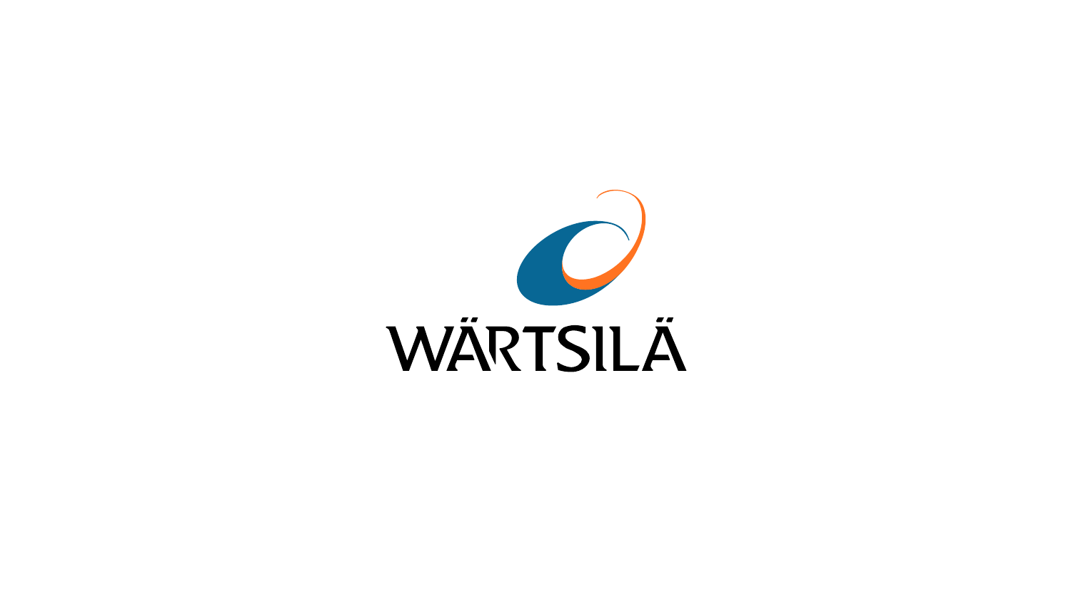WÄRTSILÄ